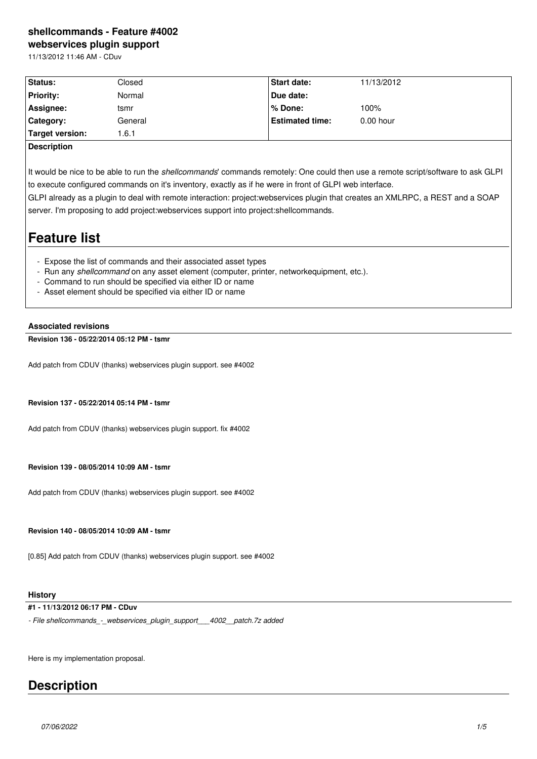# shellcommands - Feature #4002

## webservices plugin support

11/13/2012 11:46 AM - CDuv

| Status: | Closed | Start date: | 11/13/2012 |
|---|---|---|---|
| Priority: | Normal | Due date: | |
| Assignee: | tsmr | % Done: | 100% |
| Category: | General | Estimated time: | 0.00 hour |
| Target version: | 1.6.1 | | |

**Description**

It would be nice to be able to run the *shellcommands*' commands remotely: One could then use a remote script/software to ask GLPI to execute configured commands on it's inventory, exactly as if he were in front of GLPI web interface.
GLPI already as a plugin to deal with remote interaction: project:webservices plugin that creates an XMLRPC, a REST and a SOAP server. I'm proposing to add project:webservices support into project:shellcommands.

# Feature list

- Expose the list of commands and their associated asset types
- Run any *shellcommand* on any asset element (computer, printer, networkequipment, etc.).
- Command to run should be specified via either ID or name
- Asset element should be specified via either ID or name

**Associated revisions**

**Revision 136 - 05/22/2014 05:12 PM - tsmr**

Add patch from CDUV (thanks) webservices plugin support. see #4002

**Revision 137 - 05/22/2014 05:14 PM - tsmr**

Add patch from CDUV (thanks) webservices plugin support. fix #4002

**Revision 139 - 08/05/2014 10:09 AM - tsmr**

Add patch from CDUV (thanks) webservices plugin support. see #4002

**Revision 140 - 08/05/2014 10:09 AM - tsmr**

[0.85] Add patch from CDUV (thanks) webservices plugin support. see #4002

**History**

**#1 - 11/13/2012 06:17 PM - CDuv**

*- File shellcommands_-_webservices_plugin_support___4002__patch.7z added*

Here is my implementation proposal.

# Description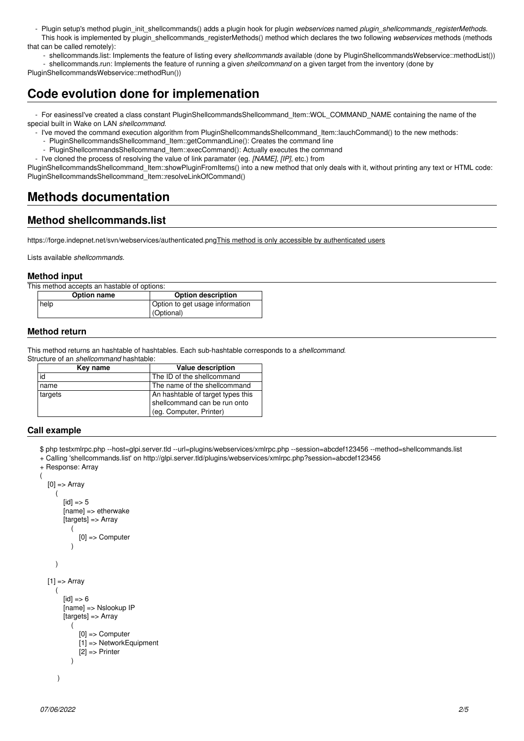- Plugin setup's method plugin_init_shellcommands() adds a plugin hook for plugin *webservices* named *plugin_shellcommands_registerMethods*. This hook is implemented by plugin_shellcommands_registerMethods() method which declares the two following *webservices* methods (methods that can be called remotely):
  - shellcommands.list: Implements the feature of listing every *shellcommands* available (done by PluginShellcommandsWebservice::methodList())
  - shellcommands.run: Implements the feature of running a given *shellcommand* on a given target from the inventory (done by PluginShellcommandsWebservice::methodRun())

# Code evolution done for implemenation

- For easinessI've created a class constant PluginShellcommandsShellcommand_Item::WOL_COMMAND_NAME containing the name of the special built in Wake on LAN *shellcommand*.
- I've moved the command execution algorithm from PluginShellcommandsShellcommand_Item::lauchCommand() to the new methods:
  - PluginShellcommandsShellcommand_Item::getCommandLine(): Creates the command line
  - PluginShellcommandsShellcommand_Item::execCommand(): Actually executes the command
- I've cloned the process of resolving the value of link paramater (eg. *[NAME]*, *[IP]*, etc.) from PluginShellcommandsShellcommand_Item::showPluginFromItems() into a new method that only deals with it, without printing any text or HTML code: PluginShellcommandsShellcommand_Item::resolveLinkOfCommand()

# Methods documentation

## Method shellcommands.list

https://forge.indepnet.net/svn/webservices/authenticated.pngThis method is only accessible by authenticated users

Lists available *shellcommands*.

### Method input

This method accepts an hastable of options:

| Option name | Option description |
|---|---|
| help | Option to get usage information (Optional) |

### Method return

This method returns an hashtable of hashtables. Each sub-hashtable corresponds to a *shellcommand*.
Structure of an *shellcommand* hashtable:

| Key name | Value description |
|---|---|
| id | The ID of the shellcommand |
| name | The name of the shellcommand |
| targets | An hashtable of target types this shellcommand can be run onto (eg. Computer, Printer) |

### Call example

```
$ php testxmlrpc.php --host=glpi.server.tld --url=plugins/webservices/xmlrpc.php --session=abcdef123456 --method=shellcommands.list
+ Calling 'shellcommands.list' on http://glpi.server.tld/plugins/webservices/xmlrpc.php?session=abcdef123456
+ Response: Array
(
    [0] => Array
        (
            [id] => 5
            [name] => etherwake
            [targets] => Array
                (
                    [0] => Computer
                )

        )

    [1] => Array
        (
            [id] => 6
            [name] => Nslookup IP
            [targets] => Array
                (
                    [0] => Computer
                    [1] => NetworkEquipment
                    [2] => Printer
                )

        )
```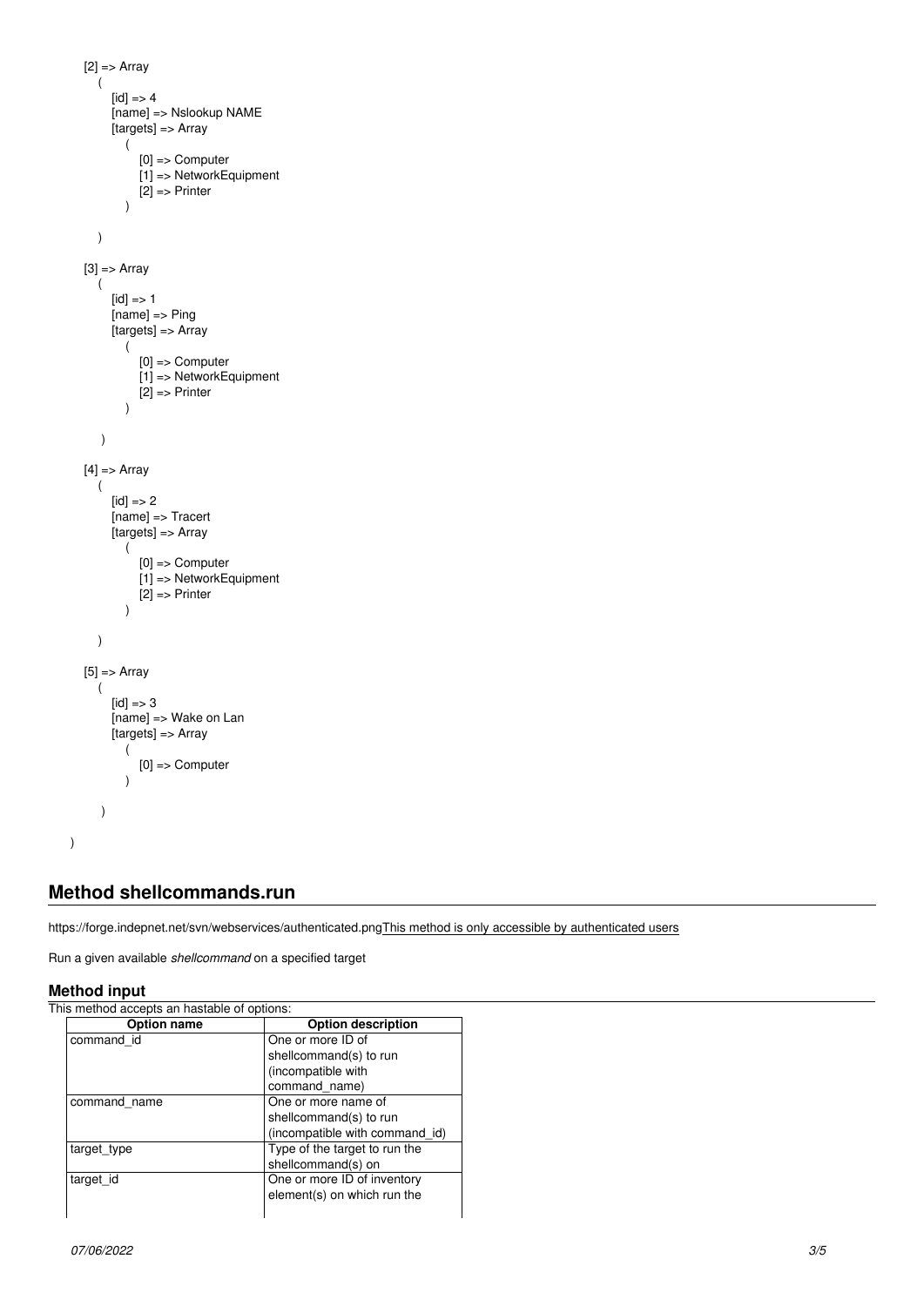```
    [2] => Array
        (
            [id] => 4
            [name] => Nslookup NAME
            [targets] => Array
                (
                    [0] => Computer
                    [1] => NetworkEquipment
                    [2] => Printer
                )

        )

    [3] => Array
        (
            [id] => 1
            [name] => Ping
            [targets] => Array
                (
                    [0] => Computer
                    [1] => NetworkEquipment
                    [2] => Printer
                )

        )

    [4] => Array
        (
            [id] => 2
            [name] => Tracert
            [targets] => Array
                (
                    [0] => Computer
                    [1] => NetworkEquipment
                    [2] => Printer
                )

        )

    [5] => Array
        (
            [id] => 3
            [name] => Wake on Lan
            [targets] => Array
                (
                    [0] => Computer
                )

        )

)
```

## Method shellcommands.run

https://forge.indepnet.net/svn/webservices/authenticated.pngThis method is only accessible by authenticated users

Run a given available *shellcommand* on a specified target

### Method input

This method accepts an hastable of options:

| Option name | Option description |
| --- | --- |
| command_id | One or more ID of shellcommand(s) to run (incompatible with command_name) |
| command_name | One or more name of shellcommand(s) to run (incompatible with command_id) |
| target_type | Type of the target to run the shellcommand(s) on |
| target_id | One or more ID of inventory element(s) on which run the |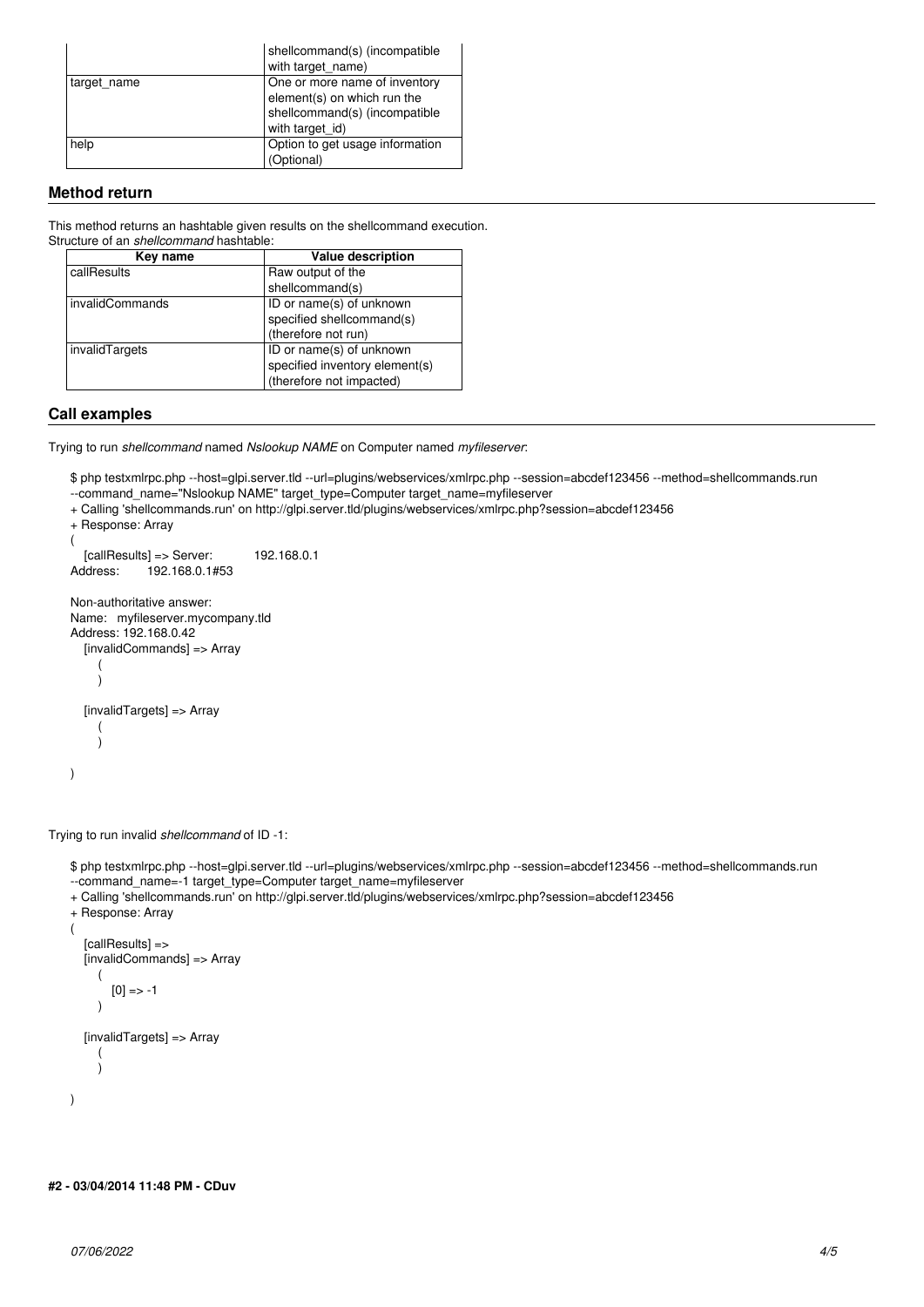| | shellcommand(s) (incompatible with target_name) |
|---|---|
| target_name | One or more name of inventory element(s) on which run the shellcommand(s) (incompatible with target_id) |
| help | Option to get usage information (Optional) |

### Method return

This method returns an hashtable given results on the shellcommand execution.
Structure of an *shellcommand* hashtable:

| Key name | Value description |
|---|---|
| callResults | Raw output of the shellcommand(s) |
| invalidCommands | ID or name(s) of unknown specified shellcommand(s) (therefore not run) |
| invalidTargets | ID or name(s) of unknown specified inventory element(s) (therefore not impacted) |

### Call examples

Trying to run *shellcommand* named *Nslookup NAME* on Computer named *myfileserver*:

```
$ php testxmlrpc.php --host=glpi.server.tld --url=plugins/webservices/xmlrpc.php --session=abcdef123456 --method=shellcommands.run --command_name="Nslookup NAME" target_type=Computer target_name=myfileserver
+ Calling 'shellcommands.run' on http://glpi.server.tld/plugins/webservices/xmlrpc.php?session=abcdef123456
+ Response: Array
(
    [callResults] => Server:          192.168.0.1
Address:        192.168.0.1#53

Non-authoritative answer:
Name:   myfileserver.mycompany.tld
Address: 192.168.0.42
    [invalidCommands] => Array
        (
        )

    [invalidTargets] => Array
        (
        )

)
```

Trying to run invalid *shellcommand* of ID -1:

```
$ php testxmlrpc.php --host=glpi.server.tld --url=plugins/webservices/xmlrpc.php --session=abcdef123456 --method=shellcommands.run --command_name=-1 target_type=Computer target_name=myfileserver
+ Calling 'shellcommands.run' on http://glpi.server.tld/plugins/webservices/xmlrpc.php?session=abcdef123456
+ Response: Array
(
    [callResults] =>
    [invalidCommands] => Array
        (
            [0] => -1
        )

    [invalidTargets] => Array
        (
        )

)
```

**#2 - 03/04/2014 11:48 PM - CDuv**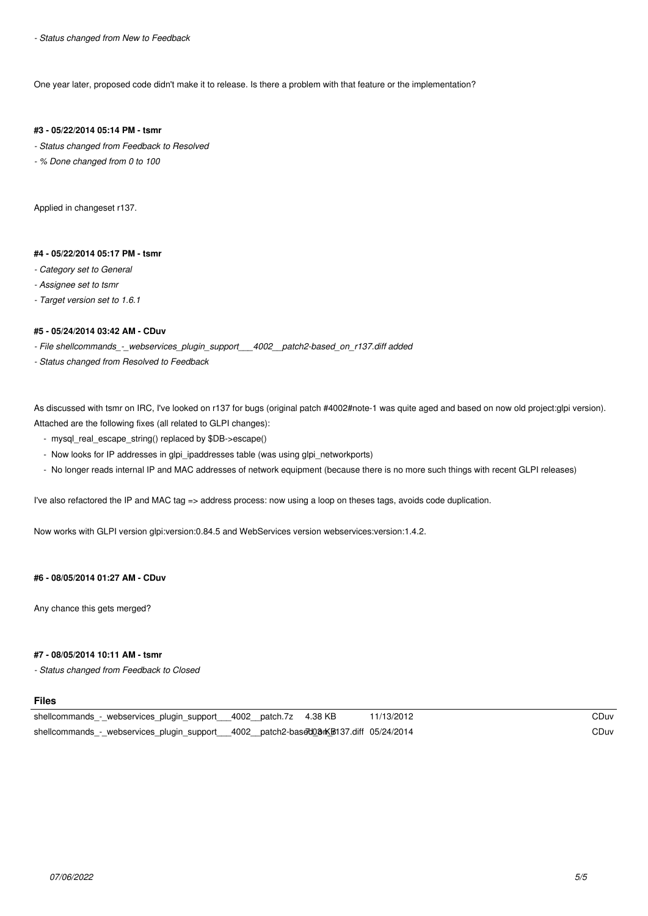*- Status changed from New to Feedback*

One year later, proposed code didn't make it to release. Is there a problem with that feature or the implementation?

#### #3 - 05/22/2014 05:14 PM - tsmr

*- Status changed from Feedback to Resolved*

*- % Done changed from 0 to 100*

Applied in changeset r137.

#### #4 - 05/22/2014 05:17 PM - tsmr

*- Category set to General*

*- Assignee set to tsmr*

*- Target version set to 1.6.1*

#### #5 - 05/24/2014 03:42 AM - CDuv

*- File shellcommands_-_webservices_plugin_support___4002__patch2-based_on_r137.diff added*

*- Status changed from Resolved to Feedback*

As discussed with tsmr on IRC, I've looked on r137 for bugs (original patch #4002#note-1 was quite aged and based on now old project:glpi version).
Attached are the following fixes (all related to GLPI changes):

- mysql_real_escape_string() replaced by $DB->escape()
- Now looks for IP addresses in glpi_ipaddresses table (was using glpi_networkports)
- No longer reads internal IP and MAC addresses of network equipment (because there is no more such things with recent GLPI releases)

I've also refactored the IP and MAC tag => address process: now using a loop on theses tags, avoids code duplication.

Now works with GLPI version glpi:version:0.84.5 and WebServices version webservices:version:1.4.2.

#### #6 - 08/05/2014 01:27 AM - CDuv

Any chance this gets merged?

#### #7 - 08/05/2014 10:11 AM - tsmr

*- Status changed from Feedback to Closed*

### Files

| | | | |
|---|---|---|---|
| shellcommands_-_webservices_plugin_support___4002__patch.7z | 4.38 KB | 11/13/2012 | CDuv |
| shellcommands_-_webservices_plugin_support___4002__patch2-based_on_r137.diff | 7.03 KB | 05/24/2014 | CDuv |